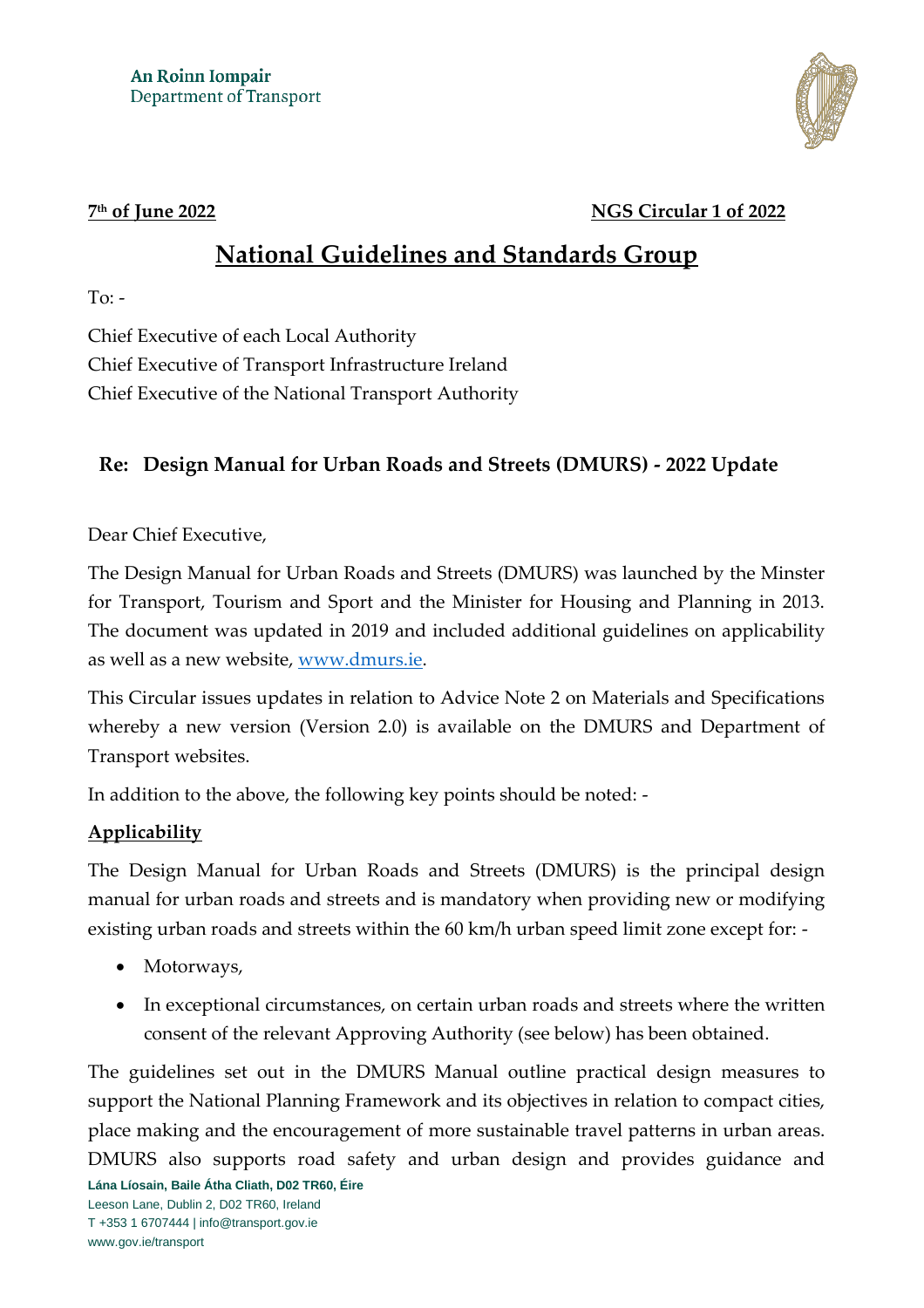An Roinn Iompair
Department of Transport

**7th of June 2022** **NGS Circular 1 of 2022**

# National Guidelines and Standards Group

To: -

Chief Executive of each Local Authority
Chief Executive of Transport Infrastructure Ireland
Chief Executive of the National Transport Authority

## Re: Design Manual for Urban Roads and Streets (DMURS) - 2022 Update

Dear Chief Executive,

The Design Manual for Urban Roads and Streets (DMURS) was launched by the Minster for Transport, Tourism and Sport and the Minister for Housing and Planning in 2013. The document was updated in 2019 and included additional guidelines on applicability as well as a new website, [www.dmurs.ie](www.dmurs.ie).

This Circular issues updates in relation to Advice Note 2 on Materials and Specifications whereby a new version (Version 2.0) is available on the DMURS and Department of Transport websites.

In addition to the above, the following key points should be noted: -

**Applicability**

The Design Manual for Urban Roads and Streets (DMURS) is the principal design manual for urban roads and streets and is mandatory when providing new or modifying existing urban roads and streets within the 60 km/h urban speed limit zone except for: -

- Motorways,
- In exceptional circumstances, on certain urban roads and streets where the written consent of the relevant Approving Authority (see below) has been obtained.

The guidelines set out in the DMURS Manual outline practical design measures to support the National Planning Framework and its objectives in relation to compact cities, place making and the encouragement of more sustainable travel patterns in urban areas. DMURS also supports road safety and urban design and provides guidance and

**Lána Líosain, Baile Átha Cliath, D02 TR60, Éire**
Leeson Lane, Dublin 2, D02 TR60, Ireland
T +353 1 6707444 | info@transport.gov.ie
www.gov.ie/transport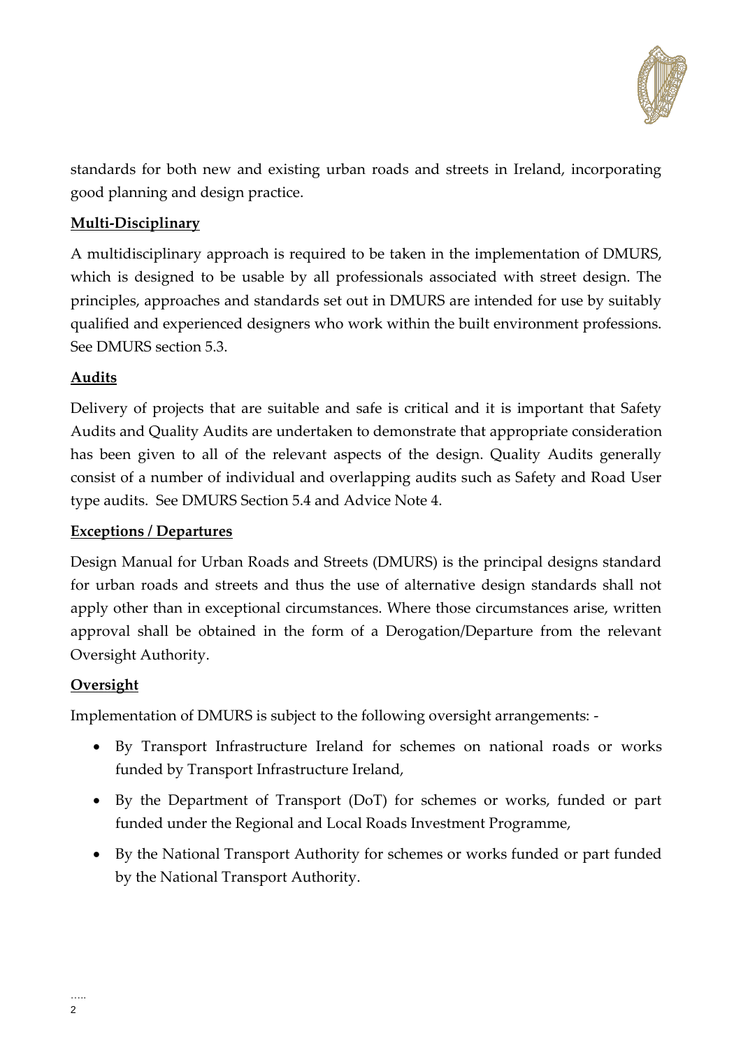standards for both new and existing urban roads and streets in Ireland, incorporating good planning and design practice.

**Multi-Disciplinary**

A multidisciplinary approach is required to be taken in the implementation of DMURS, which is designed to be usable by all professionals associated with street design. The principles, approaches and standards set out in DMURS are intended for use by suitably qualified and experienced designers who work within the built environment professions. See DMURS section 5.3.

**Audits**

Delivery of projects that are suitable and safe is critical and it is important that Safety Audits and Quality Audits are undertaken to demonstrate that appropriate consideration has been given to all of the relevant aspects of the design. Quality Audits generally consist of a number of individual and overlapping audits such as Safety and Road User type audits. See DMURS Section 5.4 and Advice Note 4.

**Exceptions / Departures**

Design Manual for Urban Roads and Streets (DMURS) is the principal designs standard for urban roads and streets and thus the use of alternative design standards shall not apply other than in exceptional circumstances. Where those circumstances arise, written approval shall be obtained in the form of a Derogation/Departure from the relevant Oversight Authority.

**Oversight**

Implementation of DMURS is subject to the following oversight arrangements: -

- By Transport Infrastructure Ireland for schemes on national roads or works funded by Transport Infrastructure Ireland,
- By the Department of Transport (DoT) for schemes or works, funded or part funded under the Regional and Local Roads Investment Programme,
- By the National Transport Authority for schemes or works funded or part funded by the National Transport Authority.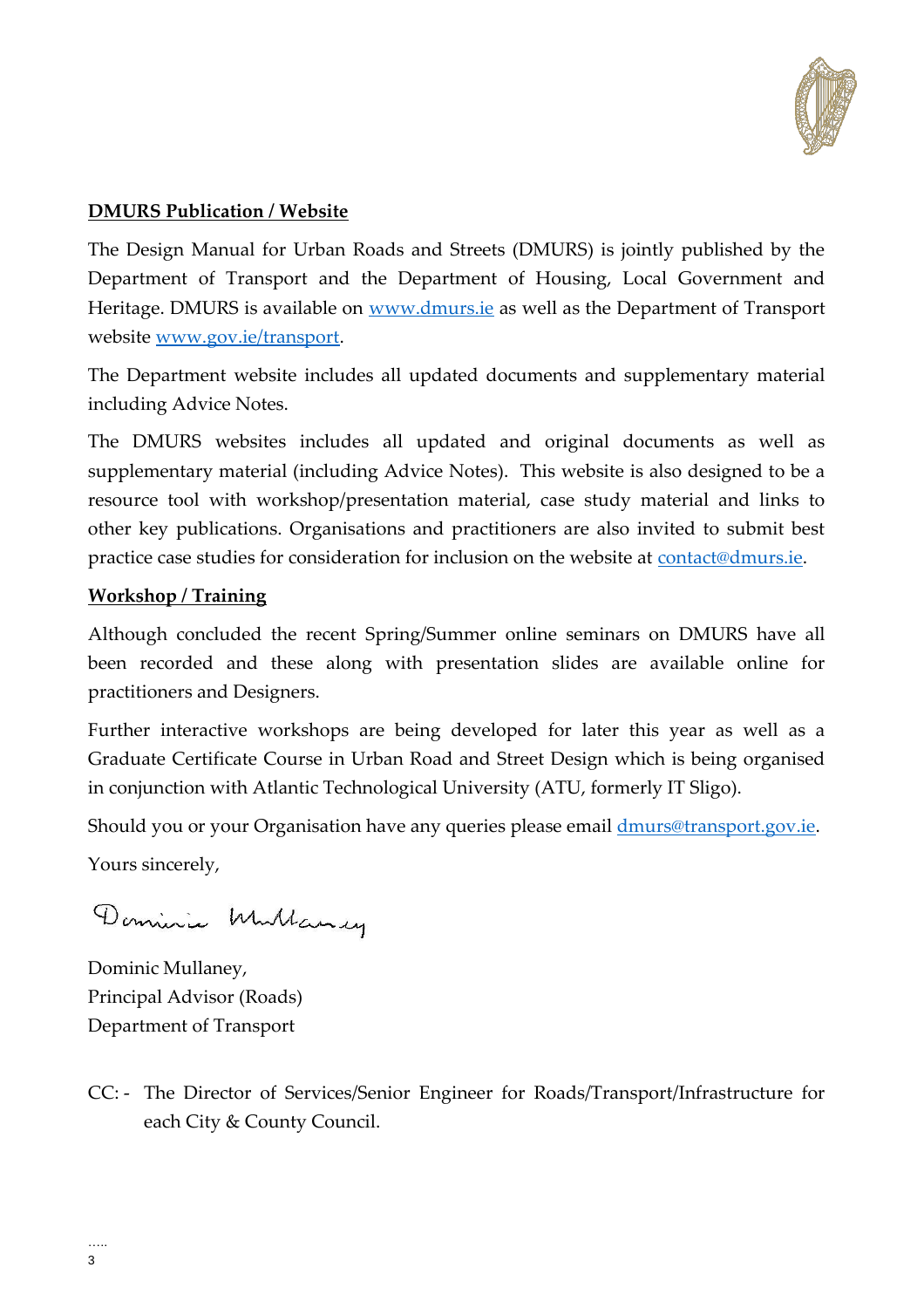**DMURS Publication / Website**

The Design Manual for Urban Roads and Streets (DMURS) is jointly published by the Department of Transport and the Department of Housing, Local Government and Heritage. DMURS is available on www.dmurs.ie as well as the Department of Transport website www.gov.ie/transport.

The Department website includes all updated documents and supplementary material including Advice Notes.

The DMURS websites includes all updated and original documents as well as supplementary material (including Advice Notes). This website is also designed to be a resource tool with workshop/presentation material, case study material and links to other key publications. Organisations and practitioners are also invited to submit best practice case studies for consideration for inclusion on the website at contact@dmurs.ie.

**Workshop / Training**

Although concluded the recent Spring/Summer online seminars on DMURS have all been recorded and these along with presentation slides are available online for practitioners and Designers.

Further interactive workshops are being developed for later this year as well as a Graduate Certificate Course in Urban Road and Street Design which is being organised in conjunction with Atlantic Technological University (ATU, formerly IT Sligo).

Should you or your Organisation have any queries please email dmurs@transport.gov.ie.

Yours sincerely,

Dominic Mullaney

Dominic Mullaney,
Principal Advisor (Roads)
Department of Transport

CC: - The Director of Services/Senior Engineer for Roads/Transport/Infrastructure for each City & County Council.